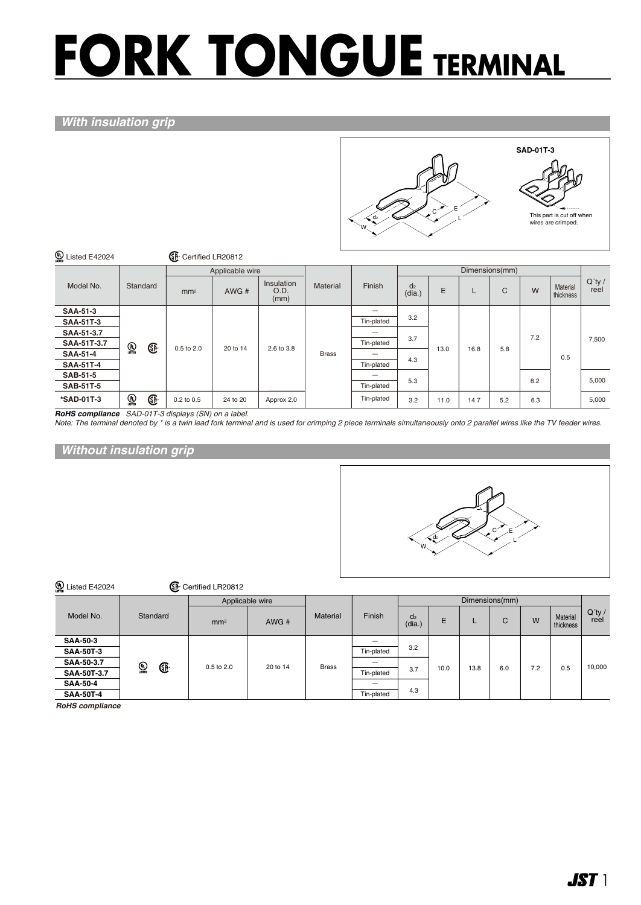# FORK TONGUE TERMINAL

## With insulation grip

SAD-01T-3

This part is cut off when wires are crimped.

UL Listed E42024　　CSA Certified LR20812

| Model No. | Standard | Applicable wire | | | Material | Finish | Dimensions(mm) | | | | | | Q'ty / reel |
|---|---|---|---|---|---|---|---|---|---|---|---|---|---|
| | | mm² | AWG # | Insulation O.D. (mm) | | | $d_2$ (dia.) | E | L | C | W | Material thickness | |
| SAA-51-3 | UL CSA | 0.5 to 2.0 | 20 to 14 | 2.6 to 3.8 | Brass | — | 3.2 | 13.0 | 16.8 | 5.8 | 7.2 | 0.5 | 7,500 |
| SAA-51T-3 | | | | | | Tin-plated | | | | | | | |
| SAA-51-3.7 | | | | | | — | 3.7 | | | | | | |
| SAA-51T-3.7 | | | | | | Tin-plated | | | | | | | |
| SAA-51-4 | | | | | | — | 4.3 | | | | | | |
| SAA-51T-4 | | | | | | Tin-plated | | | | | | | |
| SAB-51-5 | | | | | | — | 5.3 | | | | 8.2 | | 5,000 |
| SAB-51T-5 | | | | | | Tin-plated | | | | | | | |
| *SAD-01T-3 | UL CSA | 0.2 to 0.5 | 24 to 20 | Approx 2.0 | | Tin-plated | 3.2 | 11.0 | 14.7 | 5.2 | 6.3 | | 5,000 |

***RoHS compliance*** *SAD-01T-3 displays (SN) on a label.*

*Note: The terminal denoted by * is a twin lead fork terminal and is used for crimping 2 piece terminals simultaneously onto 2 parallel wires like the TV feeder wires.*

## Without insulation grip

UL Listed E42024　　CSA Certified LR20812

| Model No. | Standard | Applicable wire | | Material | Finish | Dimensions(mm) | | | | | | Q'ty / reel |
|---|---|---|---|---|---|---|---|---|---|---|---|---|
| | | mm² | AWG # | | | $d_2$ (dia.) | E | L | C | W | Material thickness | |
| SAA-50-3 | UL CSA | 0.5 to 2.0 | 20 to 14 | Brass | — | 3.2 | 10.0 | 13.8 | 6.0 | 7.2 | 0.5 | 10,000 |
| SAA-50T-3 | | | | | Tin-plated | | | | | | | |
| SAA-50-3.7 | | | | | — | 3.7 | | | | | | |
| SAA-50T-3.7 | | | | | Tin-plated | | | | | | | |
| SAA-50-4 | | | | | — | 4.3 | | | | | | |
| SAA-50T-4 | | | | | Tin-plated | | | | | | | |

***RoHS compliance***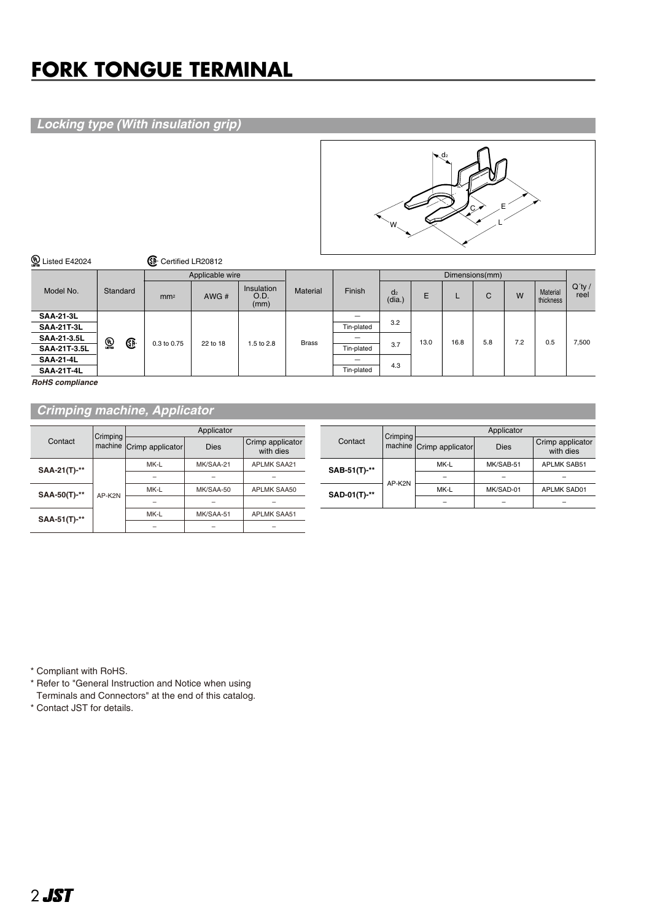# FORK TONGUE TERMINAL

## Locking type (With insulation grip)

d2
C
E
W
L

Listed E42024　　Certified LR20812

| Model No. | Standard | Applicable wire | | | Material | Finish | Dimensions(mm) | | | | | | Q'ty / reel |
|---|---|---|---|---|---|---|---|---|---|---|---|---|---|
| | | mm² | AWG # | Insulation O.D. (mm) | | | $d_2$ (dia.) | E | L | C | W | Material thickness | |
| **SAA-21-3L** | UL CSA | 0.3 to 0.75 | 22 to 18 | 1.5 to 2.8 | Brass | – | 3.2 | 13.0 | 16.8 | 5.8 | 7.2 | 0.5 | 7,500 |
| **SAA-21T-3L** | | | | | | Tin-plated | | | | | | | |
| **SAA-21-3.5L** | | | | | | – | 3.7 | | | | | | |
| **SAA-21T-3.5L** | | | | | | Tin-plated | | | | | | | |
| **SAA-21-4L** | | | | | | – | 4.3 | | | | | | |
| **SAA-21T-4L** | | | | | | Tin-plated | | | | | | | |

***RoHS compliance***

## Crimping machine, Applicator

| Contact | Crimping machine | Applicator | | |
|---|---|---|---|---|
| | | Crimp applicator | Dies | Crimp applicator with dies |
| **SAA-21(T)-**** | AP-K2N | MK-L | MK/SAA-21 | APLMK SAA21 |
| | | – | – | – |
| **SAA-50(T)-**** | | MK-L | MK/SAA-50 | APLMK SAA50 |
| | | – | – | – |
| **SAA-51(T)-**** | | MK-L | MK/SAA-51 | APLMK SAA51 |
| | | – | – | – |

| Contact | Crimping machine | Applicator | | |
|---|---|---|---|---|
| | | Crimp applicator | Dies | Crimp applicator with dies |
| **SAB-51(T)-**** | AP-K2N | MK-L | MK/SAB-51 | APLMK SAB51 |
| | | – | – | – |
| **SAD-01(T)-**** | | MK-L | MK/SAD-01 | APLMK SAD01 |
| | | – | – | – |

* Compliant with RoHS.
* Refer to "General Instruction and Notice when using Terminals and Connectors" at the end of this catalog.
* Contact JST for details.